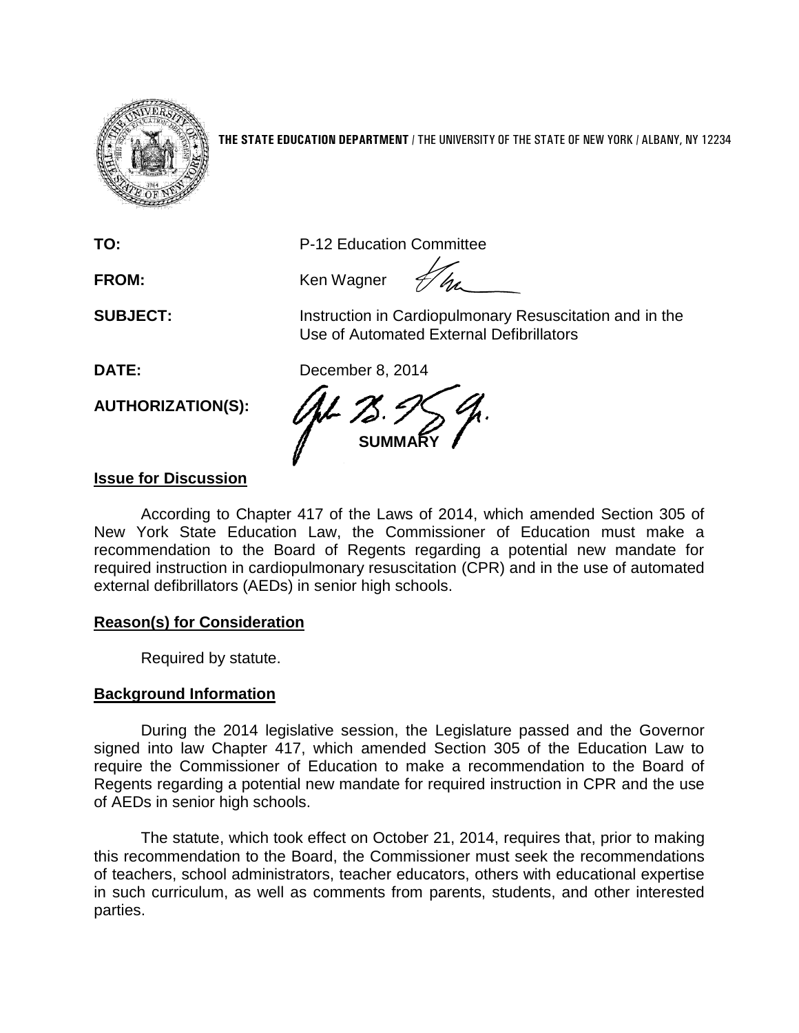**THE STATE EDUCATION DEPARTMENT** / THE UNIVERSITY OF THE STATE OF NEW YORK / ALBANY, NY 12234

**TO:** P-12 Education Committee

**FROM:** Ken Wagner

**SUBJECT:** Instruction in Cardiopulmonary Resuscitation and in the Use of Automated External Defibrillators

**DATE:** December 8, 2014

**AUTHORIZATION(S):**

**SUMMARY**

## Issue for Discussion

According to Chapter 417 of the Laws of 2014, which amended Section 305 of New York State Education Law, the Commissioner of Education must make a recommendation to the Board of Regents regarding a potential new mandate for required instruction in cardiopulmonary resuscitation (CPR) and in the use of automated external defibrillators (AEDs) in senior high schools.

## Reason(s) for Consideration

Required by statute.

## Background Information

During the 2014 legislative session, the Legislature passed and the Governor signed into law Chapter 417, which amended Section 305 of the Education Law to require the Commissioner of Education to make a recommendation to the Board of Regents regarding a potential new mandate for required instruction in CPR and the use of AEDs in senior high schools.

The statute, which took effect on October 21, 2014, requires that, prior to making this recommendation to the Board, the Commissioner must seek the recommendations of teachers, school administrators, teacher educators, others with educational expertise in such curriculum, as well as comments from parents, students, and other interested parties.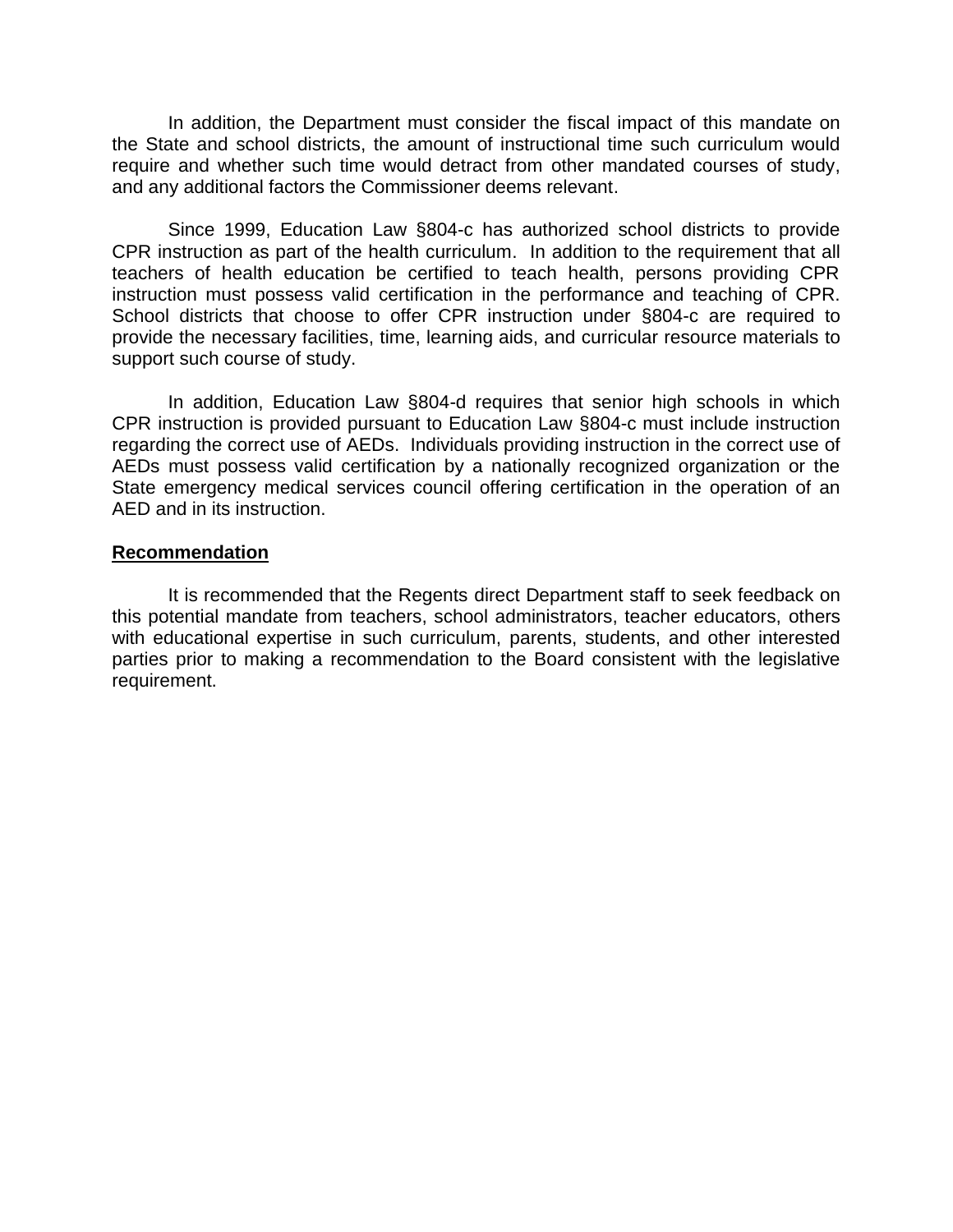In addition, the Department must consider the fiscal impact of this mandate on the State and school districts, the amount of instructional time such curriculum would require and whether such time would detract from other mandated courses of study, and any additional factors the Commissioner deems relevant.

Since 1999, Education Law §804-c has authorized school districts to provide CPR instruction as part of the health curriculum. In addition to the requirement that all teachers of health education be certified to teach health, persons providing CPR instruction must possess valid certification in the performance and teaching of CPR. School districts that choose to offer CPR instruction under §804-c are required to provide the necessary facilities, time, learning aids, and curricular resource materials to support such course of study.

In addition, Education Law §804-d requires that senior high schools in which CPR instruction is provided pursuant to Education Law §804-c must include instruction regarding the correct use of AEDs. Individuals providing instruction in the correct use of AEDs must possess valid certification by a nationally recognized organization or the State emergency medical services council offering certification in the operation of an AED and in its instruction.

**Recommendation**

It is recommended that the Regents direct Department staff to seek feedback on this potential mandate from teachers, school administrators, teacher educators, others with educational expertise in such curriculum, parents, students, and other interested parties prior to making a recommendation to the Board consistent with the legislative requirement.